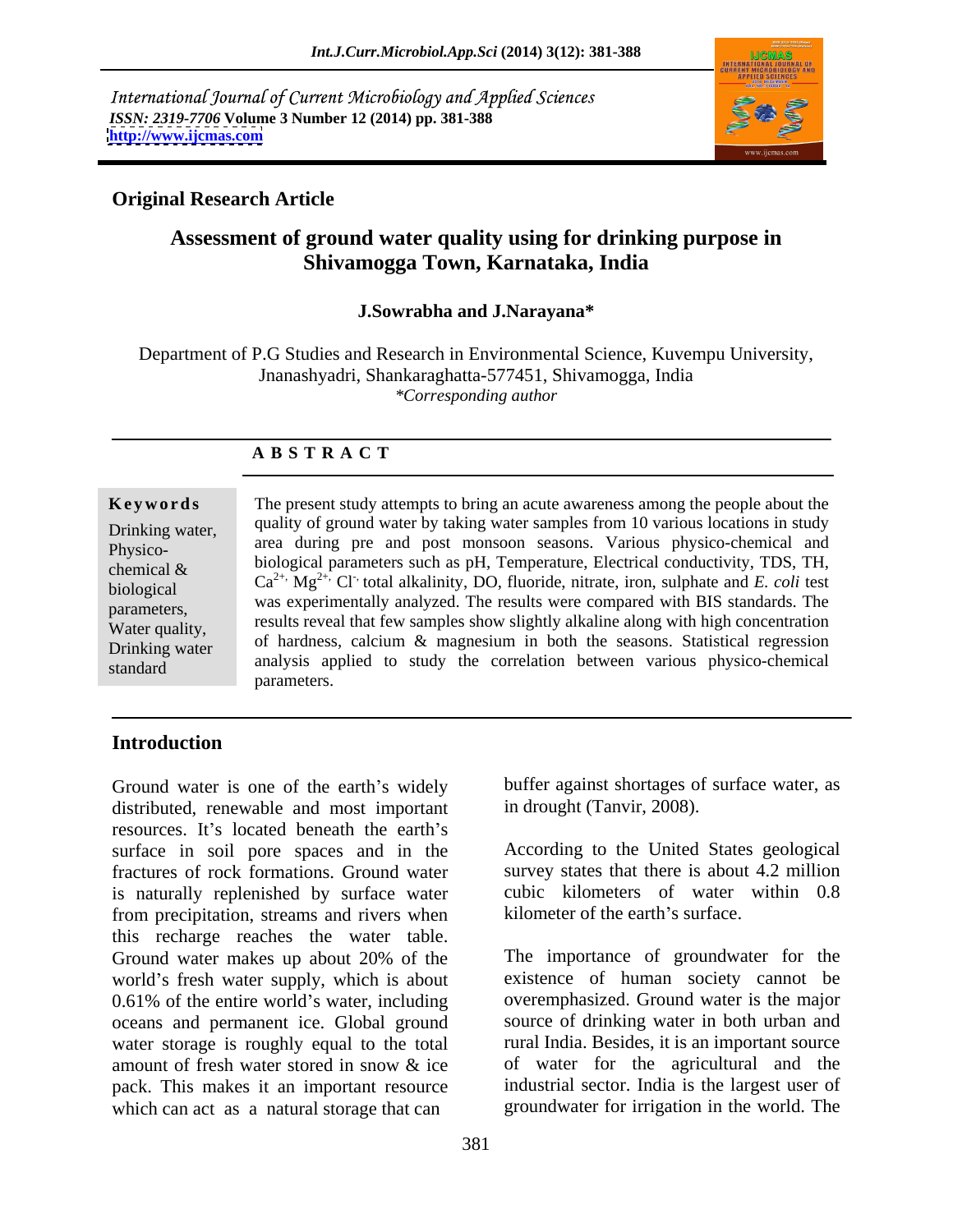*International Journal of Current Microbiology and Applied Sciences*
*ISSN: 2319-7706* **Volume 3 Number 12 (2014) pp. 381-388**
**http://www.ijcmas.com**

**Original Research Article**

# Assessment of ground water quality using for drinking purpose in Shivamogga Town, Karnataka, India

**J.Sowrabha and J.Narayana***

Department of P.G Studies and Research in Environmental Science, Kuvempu University, Jnanashyadri, Shankaraghatta-577451, Shivamogga, India
*\*Corresponding author*

## ABSTRACT

**Keywords**

Drinking water, Physico-chemical & biological parameters, Water quality, Drinking water standard

The present study attempts to bring an acute awareness among the people about the quality of ground water by taking water samples from 10 various locations in study area during pre and post monsoon seasons. Various physico-chemical and biological parameters such as pH, Temperature, Electrical conductivity, TDS, TH, $Ca^{2+}$, $Mg^{2+}$, $Cl^{-}$, total alkalinity, DO, fluoride, nitrate, iron, sulphate and *E. coli* test was experimentally analyzed. The results were compared with BIS standards. The results reveal that few samples show slightly alkaline along with high concentration of hardness, calcium & magnesium in both the seasons. Statistical regression analysis applied to study the correlation between various physico-chemical parameters.

## Introduction

Ground water is one of the earth's widely distributed, renewable and most important resources. It's located beneath the earth's surface in soil pore spaces and in the fractures of rock formations. Ground water is naturally replenished by surface water from precipitation, streams and rivers when this recharge reaches the water table. Ground water makes up about 20% of the world's fresh water supply, which is about 0.61% of the entire world's water, including oceans and permanent ice. Global ground water storage is roughly equal to the total amount of fresh water stored in snow & ice pack. This makes it an important resource which can act as a natural storage that can buffer against shortages of surface water, as in drought (Tanvir, 2008).

According to the United States geological survey states that there is about 4.2 million cubic kilometers of water within 0.8 kilometer of the earth's surface.

The importance of groundwater for the existence of human society cannot be overemphasized. Ground water is the major source of drinking water in both urban and rural India. Besides, it is an important source of water for the agricultural and the industrial sector. India is the largest user of groundwater for irrigation in the world. The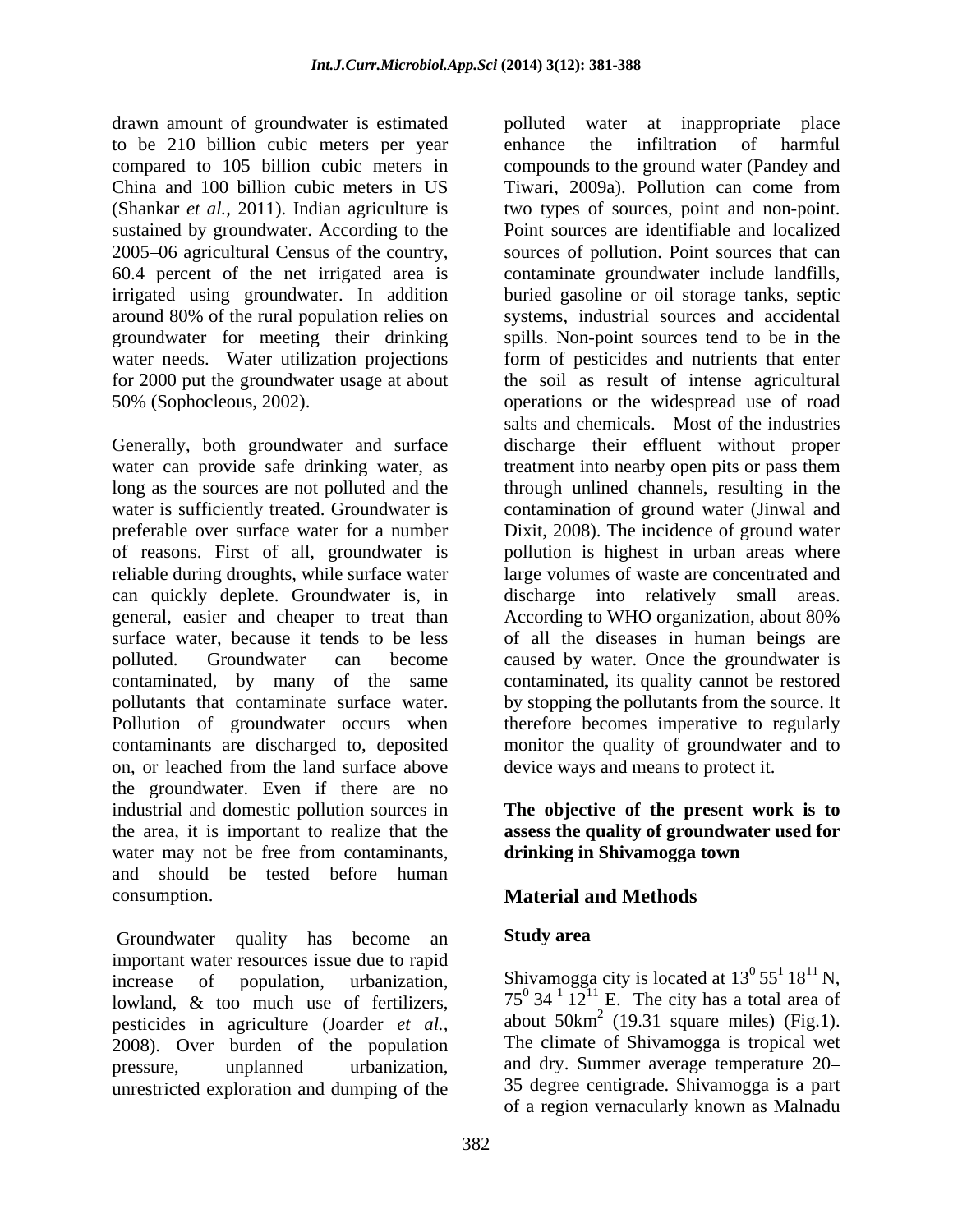drawn amount of groundwater is estimated to be 210 billion cubic meters per year compared to 105 billion cubic meters in China and 100 billion cubic meters in US (Shankar *et al.,* 2011). Indian agriculture is sustained by groundwater. According to the 2005–06 agricultural Census of the country, 60.4 percent of the net irrigated area is irrigated using groundwater. In addition around 80% of the rural population relies on groundwater for meeting their drinking water needs. Water utilization projections for 2000 put the groundwater usage at about 50% (Sophocleous, 2002).

Generally, both groundwater and surface water can provide safe drinking water, as long as the sources are not polluted and the water is sufficiently treated. Groundwater is preferable over surface water for a number of reasons. First of all, groundwater is reliable during droughts, while surface water can quickly deplete. Groundwater is, in general, easier and cheaper to treat than surface water, because it tends to be less polluted. Groundwater can become contaminated, by many of the same pollutants that contaminate surface water. Pollution of groundwater occurs when contaminants are discharged to, deposited on, or leached from the land surface above the groundwater. Even if there are no industrial and domestic pollution sources in the area, it is important to realize that the water may not be free from contaminants, and should be tested before human consumption.

Groundwater quality has become an important water resources issue due to rapid increase of population, urbanization, lowland, & too much use of fertilizers, pesticides in agriculture (Joarder *et al.,* 2008). Over burden of the population pressure, unplanned urbanization, unrestricted exploration and dumping of the polluted water at inappropriate place enhance the infiltration of harmful compounds to the ground water (Pandey and Tiwari, 2009a). Pollution can come from two types of sources, point and non-point. Point sources are identifiable and localized sources of pollution. Point sources that can contaminate groundwater include landfills, buried gasoline or oil storage tanks, septic systems, industrial sources and accidental spills. Non-point sources tend to be in the form of pesticides and nutrients that enter the soil as result of intense agricultural operations or the widespread use of road salts and chemicals. Most of the industries discharge their effluent without proper treatment into nearby open pits or pass them through unlined channels, resulting in the contamination of ground water (Jinwal and Dixit, 2008). The incidence of ground water pollution is highest in urban areas where large volumes of waste are concentrated and discharge into relatively small areas. According to WHO organization, about 80% of all the diseases in human beings are caused by water. Once the groundwater is contaminated, its quality cannot be restored by stopping the pollutants from the source. It therefore becomes imperative to regularly monitor the quality of groundwater and to device ways and means to protect it.

**The objective of the present work is to assess the quality of groundwater used for drinking in Shivamogga town**

## Material and Methods

### Study area

Shivamogga city is located at $13^0\,55^1\,18^{11}$ N, $75^0\,34\,^1\,12^{11}$ E. The city has a total area of about $50\text{km}^2$ (19.31 square miles) (Fig.1). The climate of Shivamogga is tropical wet and dry. Summer average temperature 20–35 degree centigrade. Shivamogga is a part of a region vernacularly known as Malnadu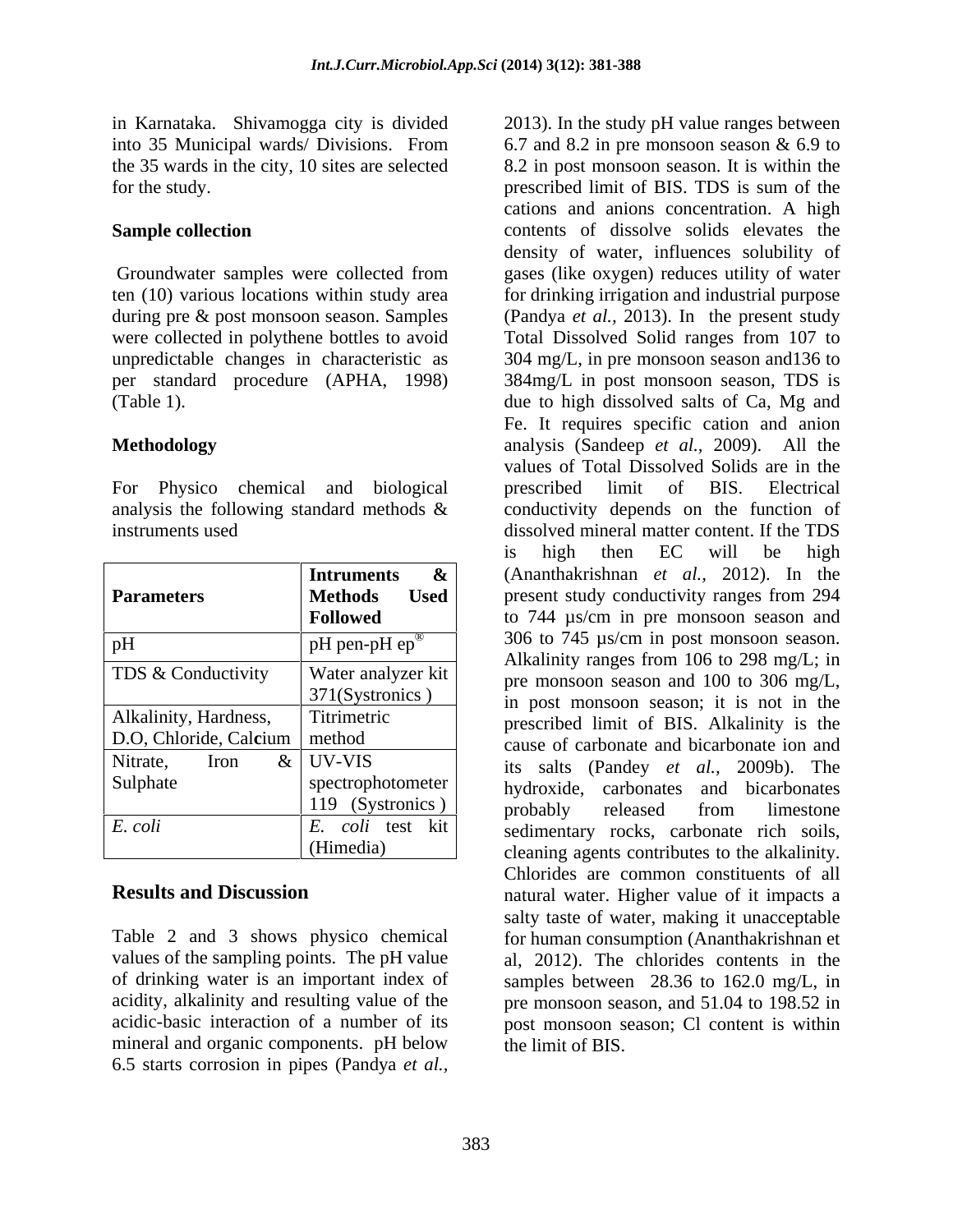in Karnataka. Shivamogga city is divided into 35 Municipal wards/ Divisions. From the 35 wards in the city, 10 sites are selected for the study.

## Sample collection

Groundwater samples were collected from ten (10) various locations within study area during pre & post monsoon season. Samples were collected in polythene bottles to avoid unpredictable changes in characteristic as per standard procedure (APHA, 1998) (Table 1).

## Methodology

For Physico chemical and biological analysis the following standard methods & instruments used

| Parameters | Intruments & Methods Used Followed |
|---|---|
| pH | pH pen-pH ep® |
| TDS & Conductivity | Water analyzer kit 371(Systronics ) |
| Alkalinity, Hardness, D.O, Chloride, Cal**c**ium | Titrimetric method |
| Nitrate, Iron & Sulphate | UV-VIS spectrophotometer 119 (Systronics ) |
| *E. coli* | *E. coli* test kit (Himedia) |

## Results and Discussion

Table 2 and 3 shows physico chemical values of the sampling points. The pH value of drinking water is an important index of acidity, alkalinity and resulting value of the acidic-basic interaction of a number of its mineral and organic components. pH below 6.5 starts corrosion in pipes (Pandya *et al.*, 2013). In the study pH value ranges between 6.7 and 8.2 in pre monsoon season & 6.9 to 8.2 in post monsoon season. It is within the prescribed limit of BIS. TDS is sum of the cations and anions concentration. A high contents of dissolve solids elevates the density of water, influences solubility of gases (like oxygen) reduces utility of water for drinking irrigation and industrial purpose (Pandya *et al.,* 2013). In the present study Total Dissolved Solid ranges from 107 to 304 mg/L, in pre monsoon season and136 to 384mg/L in post monsoon season, TDS is due to high dissolved salts of Ca, Mg and Fe. It requires specific cation and anion analysis (Sandeep *et al.*, 2009). All the values of Total Dissolved Solids are in the prescribed limit of BIS. Electrical conductivity depends on the function of dissolved mineral matter content. If the TDS is high then EC will be high (Ananthakrishnan *et al.,* 2012). In the present study conductivity ranges from 294 to 744 µs/cm in pre monsoon season and 306 to 745 µs/cm in post monsoon season. Alkalinity ranges from 106 to 298 mg/L; in pre monsoon season and 100 to 306 mg/L, in post monsoon season; it is not in the prescribed limit of BIS. Alkalinity is the cause of carbonate and bicarbonate ion and its salts (Pandey *et al.,* 2009b). The hydroxide, carbonates and bicarbonates probably released from limestone sedimentary rocks, carbonate rich soils, cleaning agents contributes to the alkalinity. Chlorides are common constituents of all natural water. Higher value of it impacts a salty taste of water, making it unacceptable for human consumption (Ananthakrishnan et al, 2012). The chlorides contents in the samples between 28.36 to 162.0 mg/L, in pre monsoon season, and 51.04 to 198.52 in post monsoon season; Cl content is within the limit of BIS.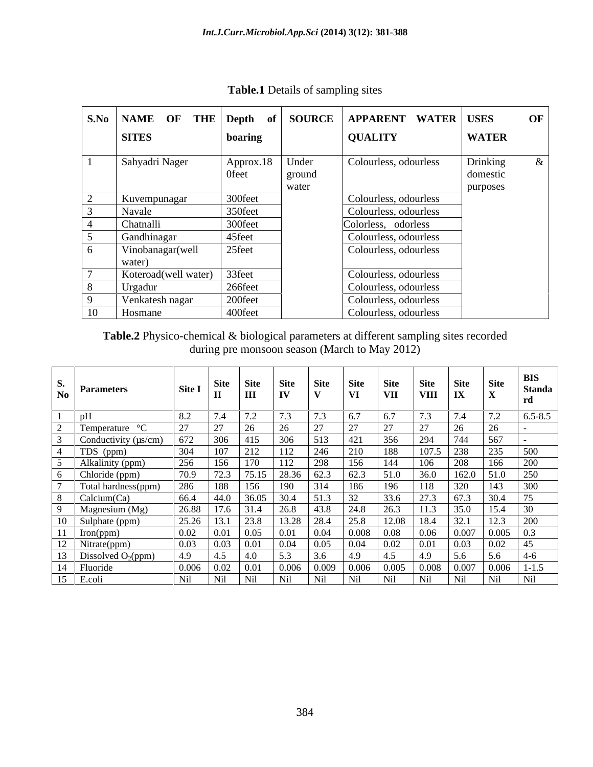**Table.1** Details of sampling sites

| S.No | NAME OF THE SITES | Depth of boaring | SOURCE | APPARENT WATER QUALITY | USES OF WATER |
|---|---|---|---|---|---|
| 1 | Sahyadri Nager | Approx.18 0feet | Under ground water | Colourless, odourless | Drinking & domestic purposes |
| 2 | Kuvempunagar | 300feet | | Colourless, odourless | |
| 3 | Navale | 350feet | | Colourless, odourless | |
| 4 | Chatnalli | 300feet | | Colorless, odorless | |
| 5 | Gandhinagar | 45feet | | Colourless, odourless | |
| 6 | Vinobanagar(well water) | 25feet | | Colourless, odourless | |
| 7 | Koteroad(well water) | 33feet | | Colourless, odourless | |
| 8 | Urgadur | 266feet | | Colourless, odourless | |
| 9 | Venkatesh nagar | 200feet | | Colourless, odourless | |
| 10 | Hosmane | 400feet | | Colourless, odourless | |

**Table.2** Physico-chemical & biological parameters at different sampling sites recorded during pre monsoon season (March to May 2012)

| S. No | Parameters | Site I | Site II | Site III | Site IV | Site V | Site VI | Site VII | Site VIII | Site IX | Site X | BIS Standard |
|---|---|---|---|---|---|---|---|---|---|---|---|---|
| 1 | pH | 8.2 | 7.4 | 7.2 | 7.3 | 7.3 | 6.7 | 6.7 | 7.3 | 7.4 | 7.2 | 6.5-8.5 |
| 2 | Temperature °C | 27 | 27 | 26 | 26 | 27 | 27 | 27 | 27 | 26 | 26 | - |
| 3 | Conductivity (µs/cm) | 672 | 306 | 415 | 306 | 513 | 421 | 356 | 294 | 744 | 567 | - |
| 4 | TDS (ppm) | 304 | 107 | 212 | 112 | 246 | 210 | 188 | 107.5 | 238 | 235 | 500 |
| 5 | Alkalinity (ppm) | 256 | 156 | 170 | 112 | 298 | 156 | 144 | 106 | 208 | 166 | 200 |
| 6 | Chloride (ppm) | 70.9 | 72.3 | 75.15 | 28.36 | 62.3 | 62.3 | 51.0 | 36.0 | 162.0 | 51.0 | 250 |
| 7 | Total hardness(ppm) | 286 | 188 | 156 | 190 | 314 | 186 | 196 | 118 | 320 | 143 | 300 |
| 8 | Calcium(Ca) | 66.4 | 44.0 | 36.05 | 30.4 | 51.3 | 32 | 33.6 | 27.3 | 67.3 | 30.4 | 75 |
| 9 | Magnesium (Mg) | 26.88 | 17.6 | 31.4 | 26.8 | 43.8 | 24.8 | 26.3 | 11.3 | 35.0 | 15.4 | 30 |
| 10 | Sulphate (ppm) | 25.26 | 13.1 | 23.8 | 13.28 | 28.4 | 25.8 | 12.08 | 18.4 | 32.1 | 12.3 | 200 |
| 11 | Iron(ppm) | 0.02 | 0.01 | 0.05 | 0.01 | 0.04 | 0.008 | 0.08 | 0.06 | 0.007 | 0.005 | 0.3 |
| 12 | Nitrate(ppm) | 0.03 | 0.03 | 0.01 | 0.04 | 0.05 | 0.04 | 0.02 | 0.01 | 0.03 | 0.02 | 45 |
| 13 | Dissolved $O_2$(ppm) | 4.9 | 4.5 | 4.0 | 5.3 | 3.6 | 4.9 | 4.5 | 4.9 | 5.6 | 5.6 | 4-6 |
| 14 | Fluoride | 0.006 | 0.02 | 0.01 | 0.006 | 0.009 | 0.006 | 0.005 | 0.008 | 0.007 | 0.006 | 1-1.5 |
| 15 | E.coli | Nil | Nil | Nil | Nil | Nil | Nil | Nil | Nil | Nil | Nil | Nil |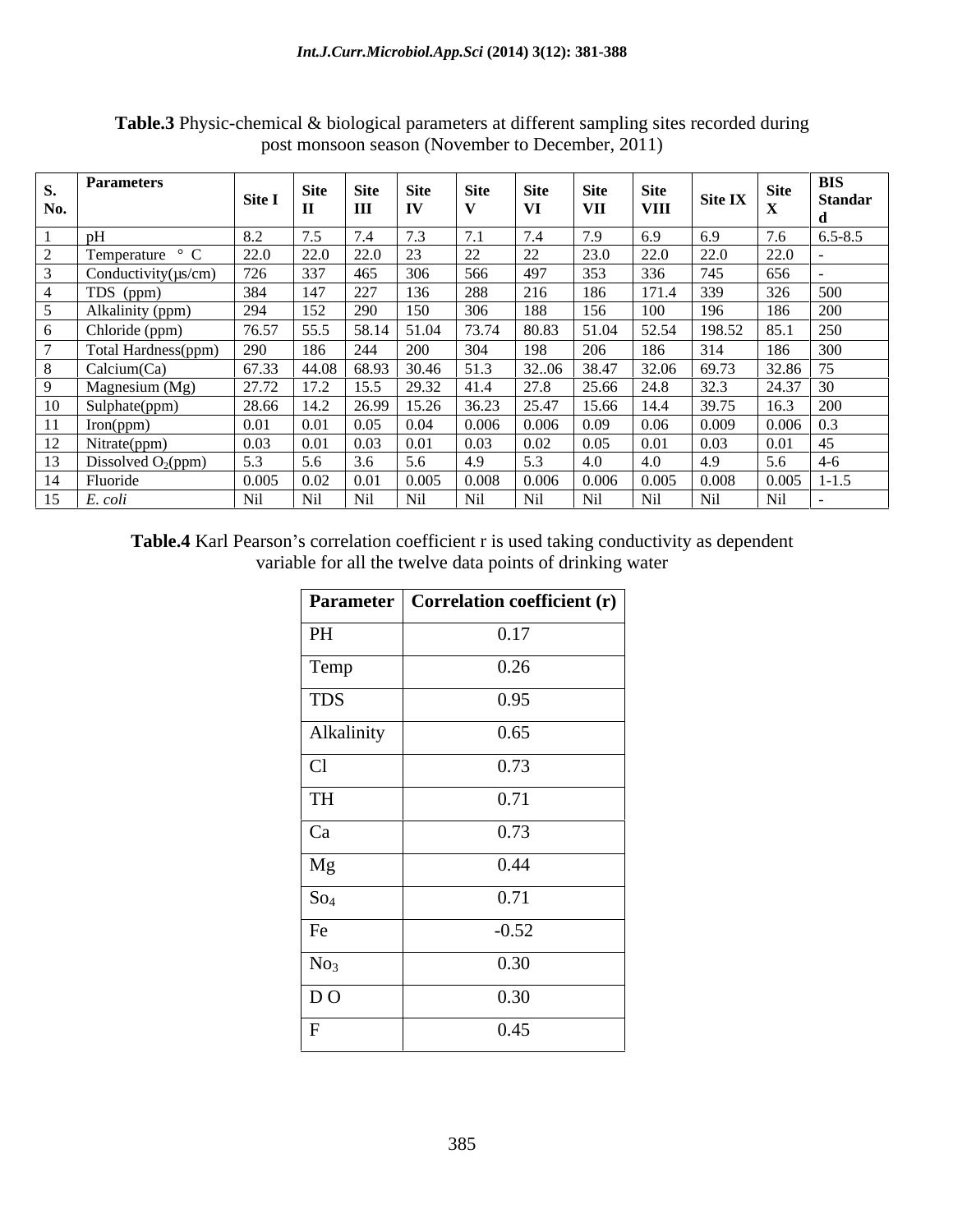**Table.3** Physic-chemical & biological parameters at different sampling sites recorded during post monsoon season (November to December, 2011)

| S. No. | Parameters | Site I | Site II | Site III | Site IV | Site V | Site VI | Site VII | Site VIII | Site IX | Site X | BIS Standard |
|---|---|---|---|---|---|---|---|---|---|---|---|---|
| 1 | pH | 8.2 | 7.5 | 7.4 | 7.3 | 7.1 | 7.4 | 7.9 | 6.9 | 6.9 | 7.6 | 6.5-8.5 |
| 2 | Temperature ° C | 22.0 | 22.0 | 22.0 | 23 | 22 | 22 | 23.0 | 22.0 | 22.0 | 22.0 | - |
| 3 | Conductivity(μs/cm) | 726 | 337 | 465 | 306 | 566 | 497 | 353 | 336 | 745 | 656 | - |
| 4 | TDS (ppm) | 384 | 147 | 227 | 136 | 288 | 216 | 186 | 171.4 | 339 | 326 | 500 |
| 5 | Alkalinity (ppm) | 294 | 152 | 290 | 150 | 306 | 188 | 156 | 100 | 196 | 186 | 200 |
| 6 | Chloride (ppm) | 76.57 | 55.5 | 58.14 | 51.04 | 73.74 | 80.83 | 51.04 | 52.54 | 198.52 | 85.1 | 250 |
| 7 | Total Hardness(ppm) | 290 | 186 | 244 | 200 | 304 | 198 | 206 | 186 | 314 | 186 | 300 |
| 8 | Calcium(Ca) | 67.33 | 44.08 | 68.93 | 30.46 | 51.3 | 32..06 | 38.47 | 32.06 | 69.73 | 32.86 | 75 |
| 9 | Magnesium (Mg) | 27.72 | 17.2 | 15.5 | 29.32 | 41.4 | 27.8 | 25.66 | 24.8 | 32.3 | 24.37 | 30 |
| 10 | Sulphate(ppm) | 28.66 | 14.2 | 26.99 | 15.26 | 36.23 | 25.47 | 15.66 | 14.4 | 39.75 | 16.3 | 200 |
| 11 | Iron(ppm) | 0.01 | 0.01 | 0.05 | 0.04 | 0.006 | 0.006 | 0.09 | 0.06 | 0.009 | 0.006 | 0.3 |
| 12 | Nitrate(ppm) | 0.03 | 0.01 | 0.03 | 0.01 | 0.03 | 0.02 | 0.05 | 0.01 | 0.03 | 0.01 | 45 |
| 13 | Dissolved $O_2$(ppm) | 5.3 | 5.6 | 3.6 | 5.6 | 4.9 | 5.3 | 4.0 | 4.0 | 4.9 | 5.6 | 4-6 |
| 14 | Fluoride | 0.005 | 0.02 | 0.01 | 0.005 | 0.008 | 0.006 | 0.006 | 0.005 | 0.008 | 0.005 | 1-1.5 |
| 15 | *E. coli* | Nil | Nil | Nil | Nil | Nil | Nil | Nil | Nil | Nil | Nil | - |

**Table.4** Karl Pearson's correlation coefficient r is used taking conductivity as dependent variable for all the twelve data points of drinking water

| Parameter | Correlation coefficient (r) |
|---|---|
| PH | 0.17 |
| Temp | 0.26 |
| TDS | 0.95 |
| Alkalinity | 0.65 |
| Cl | 0.73 |
| TH | 0.71 |
| Ca | 0.73 |
| Mg | 0.44 |
| $So_4$ | 0.71 |
| Fe | -0.52 |
| $No_3$ | 0.30 |
| D O | 0.30 |
| F | 0.45 |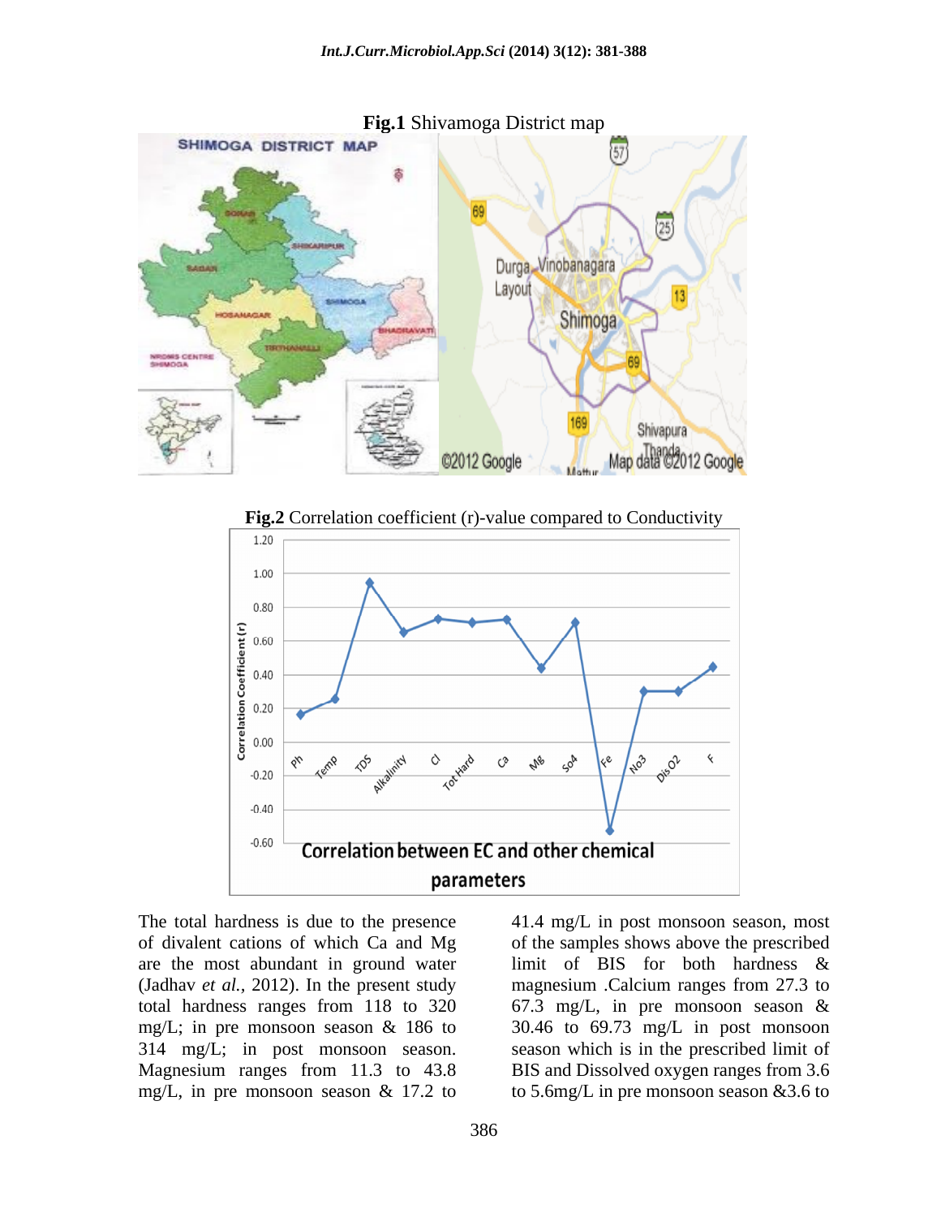**Fig.1** Shivamoga District map

**Fig.2** Correlation coefficient (r)-value compared to Conductivity

The total hardness is due to the presence of divalent cations of which Ca and Mg are the most abundant in ground water (Jadhav *et al.*, 2012). In the present study total hardness ranges from 118 to 320 mg/L; in pre monsoon season & 186 to 314 mg/L; in post monsoon season. Magnesium ranges from 11.3 to 43.8 mg/L, in pre monsoon season & 17.2 to 41.4 mg/L in post monsoon season, most of the samples shows above the prescribed limit of BIS for both hardness & magnesium .Calcium ranges from 27.3 to 67.3 mg/L, in pre monsoon season & 30.46 to 69.73 mg/L in post monsoon season which is in the prescribed limit of BIS and Dissolved oxygen ranges from 3.6 to 5.6mg/L in pre monsoon season &3.6 to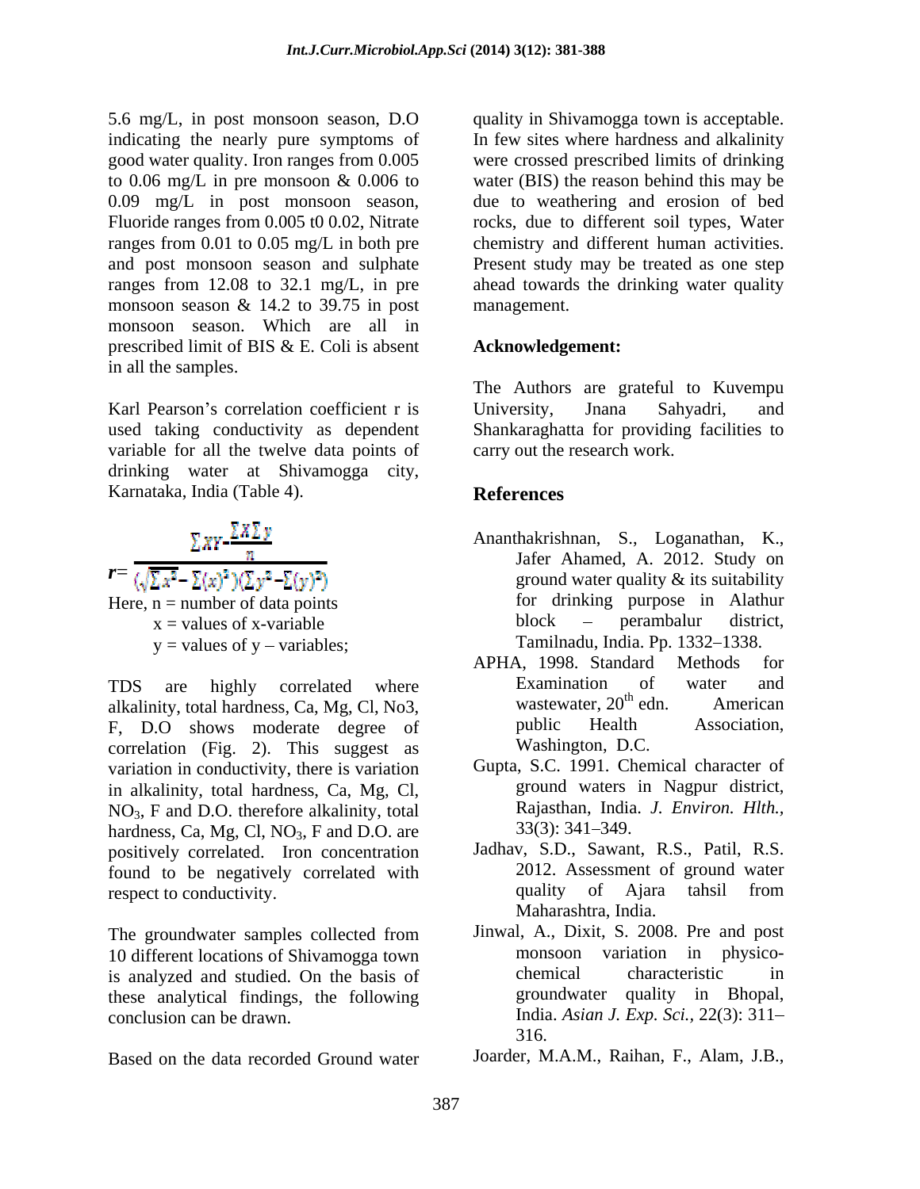5.6 mg/L, in post monsoon season, D.O indicating the nearly pure symptoms of good water quality. Iron ranges from 0.005 to 0.06 mg/L in pre monsoon & 0.006 to 0.09 mg/L in post monsoon season, Fluoride ranges from 0.005 t0 0.02, Nitrate ranges from 0.01 to 0.05 mg/L in both pre and post monsoon season and sulphate ranges from 12.08 to 32.1 mg/L, in pre monsoon season & 14.2 to 39.75 in post monsoon season. Which are all in prescribed limit of BIS & E. Coli is absent in all the samples.

Karl Pearson's correlation coefficient r is used taking conductivity as dependent variable for all the twelve data points of drinking water at Shivamogga city, Karnataka, India (Table 4).

$$r = \frac{\sum xy - \frac{\sum x \sum y}{n}}{(\sqrt{\sum x^2 - \sum(x)^2})(\sum y^2 - \sum(y)^2)}$$

Here, n = number of data points
x = values of x-variable
y = values of y – variables;

TDS are highly correlated where alkalinity, total hardness, Ca, Mg, Cl, No3, F, D.O shows moderate degree of correlation (Fig. 2). This suggest as variation in conductivity, there is variation in alkalinity, total hardness, Ca, Mg, Cl, $NO_3$, F and D.O. therefore alkalinity, total hardness, Ca, Mg, Cl, $NO_3$, F and D.O. are positively correlated. Iron concentration found to be negatively correlated with respect to conductivity.

The groundwater samples collected from 10 different locations of Shivamogga town is analyzed and studied. On the basis of these analytical findings, the following conclusion can be drawn.

Based on the data recorded Ground water quality in Shivamogga town is acceptable. In few sites where hardness and alkalinity were crossed prescribed limits of drinking water (BIS) the reason behind this may be due to weathering and erosion of bed rocks, due to different soil types, Water chemistry and different human activities. Present study may be treated as one step ahead towards the drinking water quality management.

## Acknowledgement:

The Authors are grateful to Kuvempu University, Jnana Sahyadri, and Shankaraghatta for providing facilities to carry out the research work.

## References

Ananthakrishnan, S., Loganathan, K., Jafer Ahamed, A. 2012. Study on ground water quality & its suitability for drinking purpose in Alathur block – perambalur district, Tamilnadu, India. Pp. 1332–1338.

APHA, 1998. Standard Methods for Examination of water and wastewater, 20th edn. American public Health Association, Washington, D.C.

Gupta, S.C. 1991. Chemical character of ground waters in Nagpur district, Rajasthan, India. *J. Environ. Hlth.*, 33(3): 341–349.

Jadhav, S.D., Sawant, R.S., Patil, R.S. 2012. Assessment of ground water quality of Ajara tahsil from Maharashtra, India.

Jinwal, A., Dixit, S. 2008. Pre and post monsoon variation in physico-chemical characteristic in groundwater quality in Bhopal, India. *Asian J. Exp. Sci.*, 22(3): 311–316.

Joarder, M.A.M., Raihan, F., Alam, J.B.,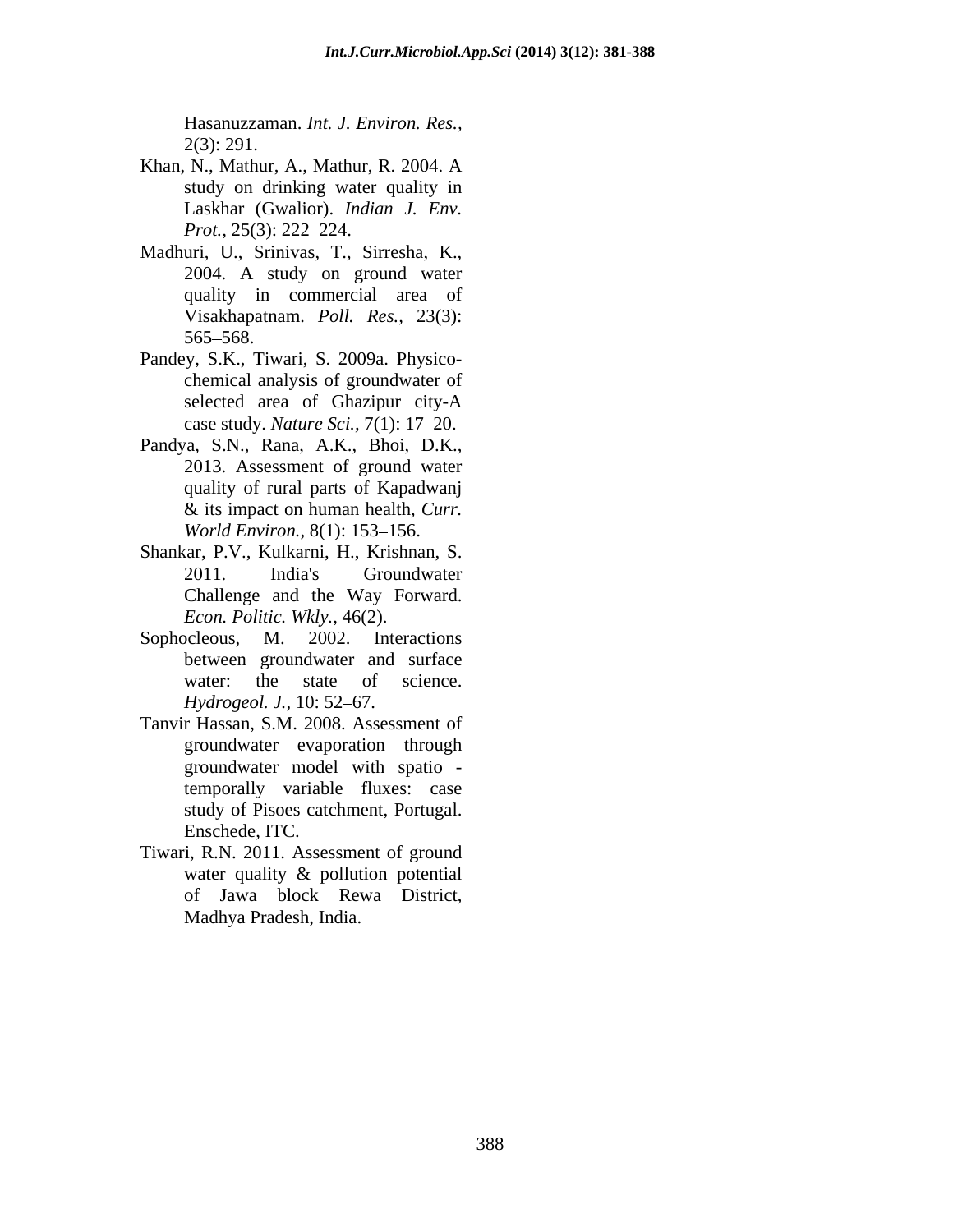Hasanuzzaman. *Int. J. Environ. Res.*, 2(3): 291.

Khan, N., Mathur, A., Mathur, R. 2004. A study on drinking water quality in Laskhar (Gwalior). *Indian J. Env. Prot.*, 25(3): 222–224.

Madhuri, U., Srinivas, T., Sirresha, K., 2004. A study on ground water quality in commercial area of Visakhapatnam. *Poll. Res.*, 23(3): 565–568.

Pandey, S.K., Tiwari, S. 2009a. Physico-chemical analysis of groundwater of selected area of Ghazipur city-A case study. *Nature Sci.*, 7(1): 17–20.

Pandya, S.N., Rana, A.K., Bhoi, D.K., 2013. Assessment of ground water quality of rural parts of Kapadwanj & its impact on human health, *Curr. World Environ.*, 8(1): 153–156.

Shankar, P.V., Kulkarni, H., Krishnan, S. 2011. India's Groundwater Challenge and the Way Forward. *Econ. Politic. Wkly.*, 46(2).

Sophocleous, M. 2002. Interactions between groundwater and surface water: the state of science. *Hydrogeol. J.*, 10: 52–67.

Tanvir Hassan, S.M. 2008. Assessment of groundwater evaporation through groundwater model with spatio - temporally variable fluxes: case study of Pisoes catchment, Portugal. Enschede, ITC.

Tiwari, R.N. 2011. Assessment of ground water quality & pollution potential of Jawa block Rewa District, Madhya Pradesh, India.